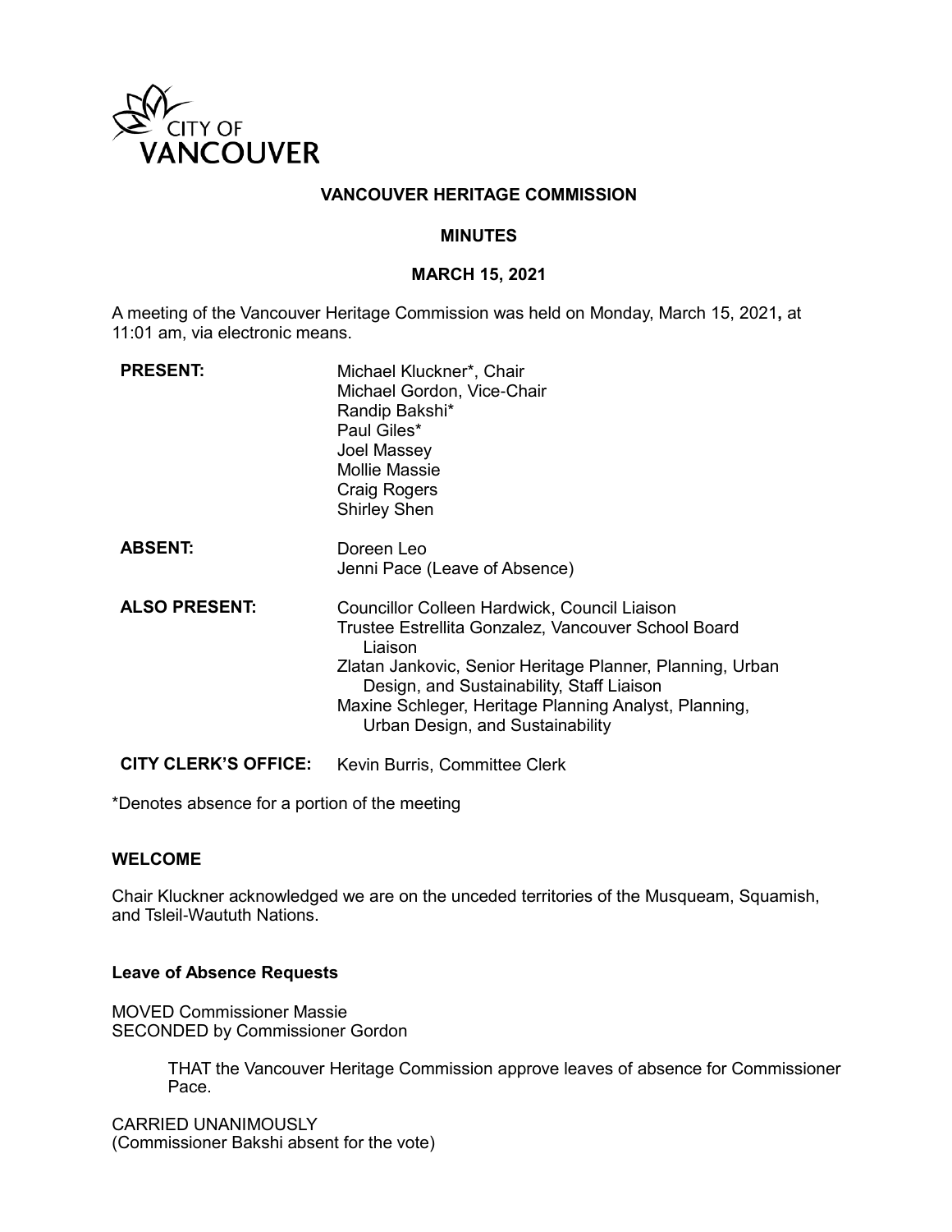CITY OF VANCOUVER

# VANCOUVER HERITAGE COMMISSION

## MINUTES

## MARCH 15, 2021

A meeting of the Vancouver Heritage Commission was held on Monday, March 15, 2021, at 11:01 am, via electronic means.

| | |
|---|---|
| **PRESENT:** | Michael Kluckner*, Chair<br>Michael Gordon, Vice-Chair<br>Randip Bakshi*<br>Paul Giles*<br>Joel Massey<br>Mollie Massie<br>Craig Rogers<br>Shirley Shen |
| **ABSENT:** | Doreen Leo<br>Jenni Pace (Leave of Absence) |
| **ALSO PRESENT:** | Councillor Colleen Hardwick, Council Liaison<br>Trustee Estrellita Gonzalez, Vancouver School Board Liaison<br>Zlatan Jankovic, Senior Heritage Planner, Planning, Urban Design, and Sustainability, Staff Liaison<br>Maxine Schleger, Heritage Planning Analyst, Planning, Urban Design, and Sustainability |
| **CITY CLERK'S OFFICE:** | Kevin Burris, Committee Clerk |

*Denotes absence for a portion of the meeting

### WELCOME

Chair Kluckner acknowledged we are on the unceded territories of the Musqueam, Squamish, and Tsleil-Waututh Nations.

### Leave of Absence Requests

MOVED Commissioner Massie
SECONDED by Commissioner Gordon

> THAT the Vancouver Heritage Commission approve leaves of absence for Commissioner Pace.

CARRIED UNANIMOUSLY
(Commissioner Bakshi absent for the vote)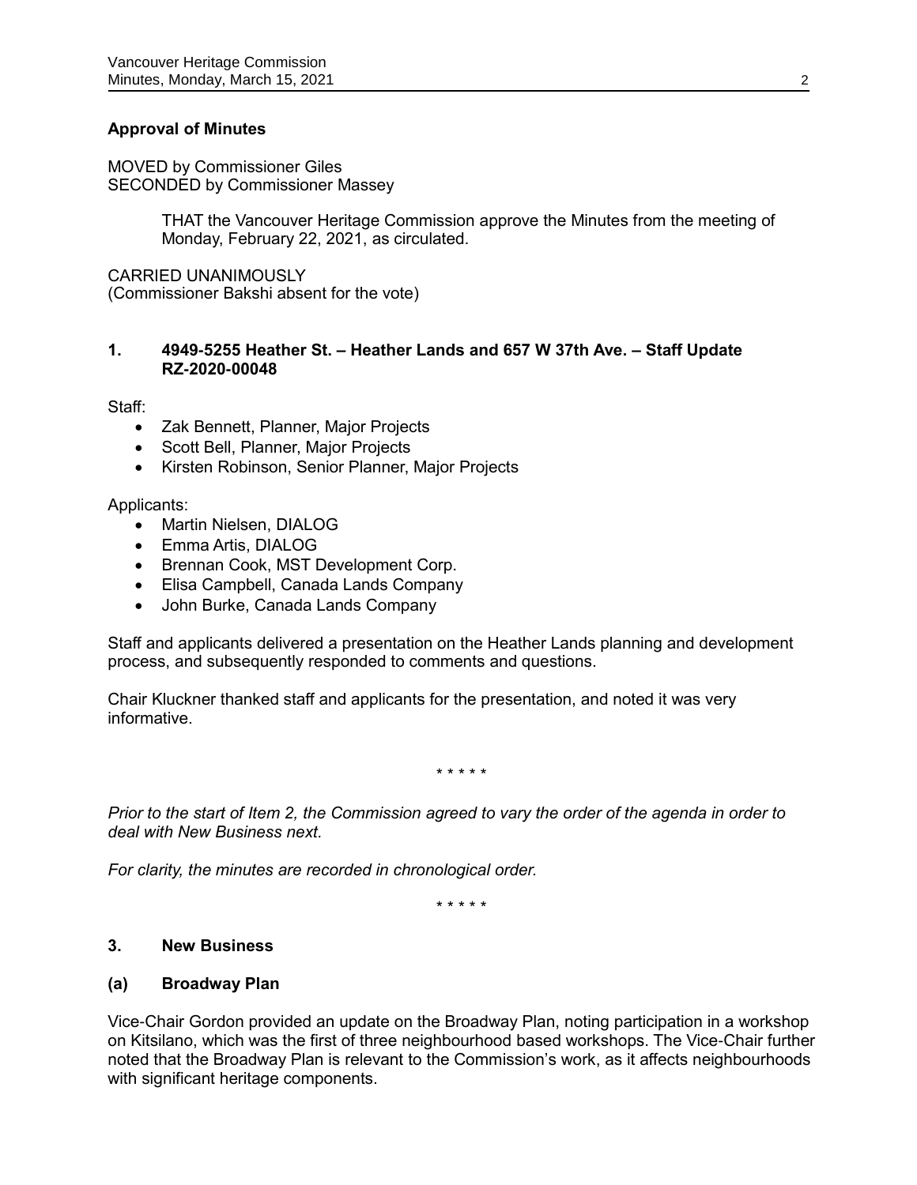**Approval of Minutes**

MOVED by Commissioner Giles
SECONDED by Commissioner Massey

> THAT the Vancouver Heritage Commission approve the Minutes from the meeting of Monday, February 22, 2021, as circulated.

CARRIED UNANIMOUSLY
(Commissioner Bakshi absent for the vote)

## 1. 4949-5255 Heather St. – Heather Lands and 657 W 37th Ave. – Staff Update RZ-2020-00048

Staff:

- Zak Bennett, Planner, Major Projects
- Scott Bell, Planner, Major Projects
- Kirsten Robinson, Senior Planner, Major Projects

Applicants:

- Martin Nielsen, DIALOG
- Emma Artis, DIALOG
- Brennan Cook, MST Development Corp.
- Elisa Campbell, Canada Lands Company
- John Burke, Canada Lands Company

Staff and applicants delivered a presentation on the Heather Lands planning and development process, and subsequently responded to comments and questions.

Chair Kluckner thanked staff and applicants for the presentation, and noted it was very informative.

\* \* \* \* \*

*Prior to the start of Item 2, the Commission agreed to vary the order of the agenda in order to deal with New Business next.*

*For clarity, the minutes are recorded in chronological order.*

\* \* \* \* \*

## 3. New Business

### (a) Broadway Plan

Vice-Chair Gordon provided an update on the Broadway Plan, noting participation in a workshop on Kitsilano, which was the first of three neighbourhood based workshops. The Vice-Chair further noted that the Broadway Plan is relevant to the Commission's work, as it affects neighbourhoods with significant heritage components.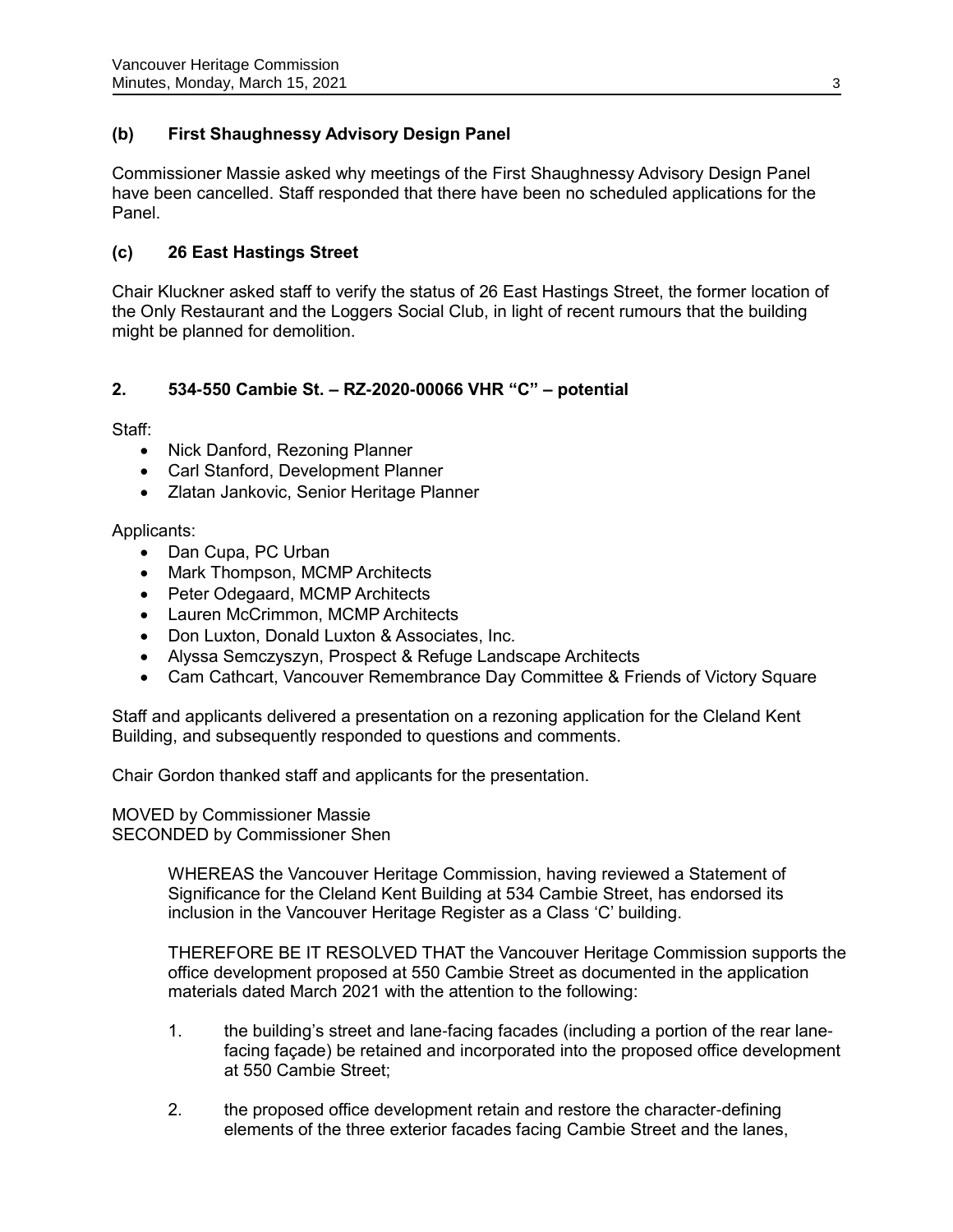### (b) First Shaughnessy Advisory Design Panel

Commissioner Massie asked why meetings of the First Shaughnessy Advisory Design Panel have been cancelled. Staff responded that there have been no scheduled applications for the Panel.

### (c) 26 East Hastings Street

Chair Kluckner asked staff to verify the status of 26 East Hastings Street, the former location of the Only Restaurant and the Loggers Social Club, in light of recent rumours that the building might be planned for demolition.

## 2. 534-550 Cambie St. – RZ-2020-00066 VHR "C" – potential

Staff:

- Nick Danford, Rezoning Planner
- Carl Stanford, Development Planner
- Zlatan Jankovic, Senior Heritage Planner

Applicants:

- Dan Cupa, PC Urban
- Mark Thompson, MCMP Architects
- Peter Odegaard, MCMP Architects
- Lauren McCrimmon, MCMP Architects
- Don Luxton, Donald Luxton & Associates, Inc.
- Alyssa Semczyszyn, Prospect & Refuge Landscape Architects
- Cam Cathcart, Vancouver Remembrance Day Committee & Friends of Victory Square

Staff and applicants delivered a presentation on a rezoning application for the Cleland Kent Building, and subsequently responded to questions and comments.

Chair Gordon thanked staff and applicants for the presentation.

MOVED by Commissioner Massie
SECONDED by Commissioner Shen

> WHEREAS the Vancouver Heritage Commission, having reviewed a Statement of Significance for the Cleland Kent Building at 534 Cambie Street, has endorsed its inclusion in the Vancouver Heritage Register as a Class 'C' building.
>
> THEREFORE BE IT RESOLVED THAT the Vancouver Heritage Commission supports the office development proposed at 550 Cambie Street as documented in the application materials dated March 2021 with the attention to the following:
>
> 1. the building's street and lane-facing facades (including a portion of the rear lane-facing façade) be retained and incorporated into the proposed office development at 550 Cambie Street;
>
> 2. the proposed office development retain and restore the character-defining elements of the three exterior facades facing Cambie Street and the lanes,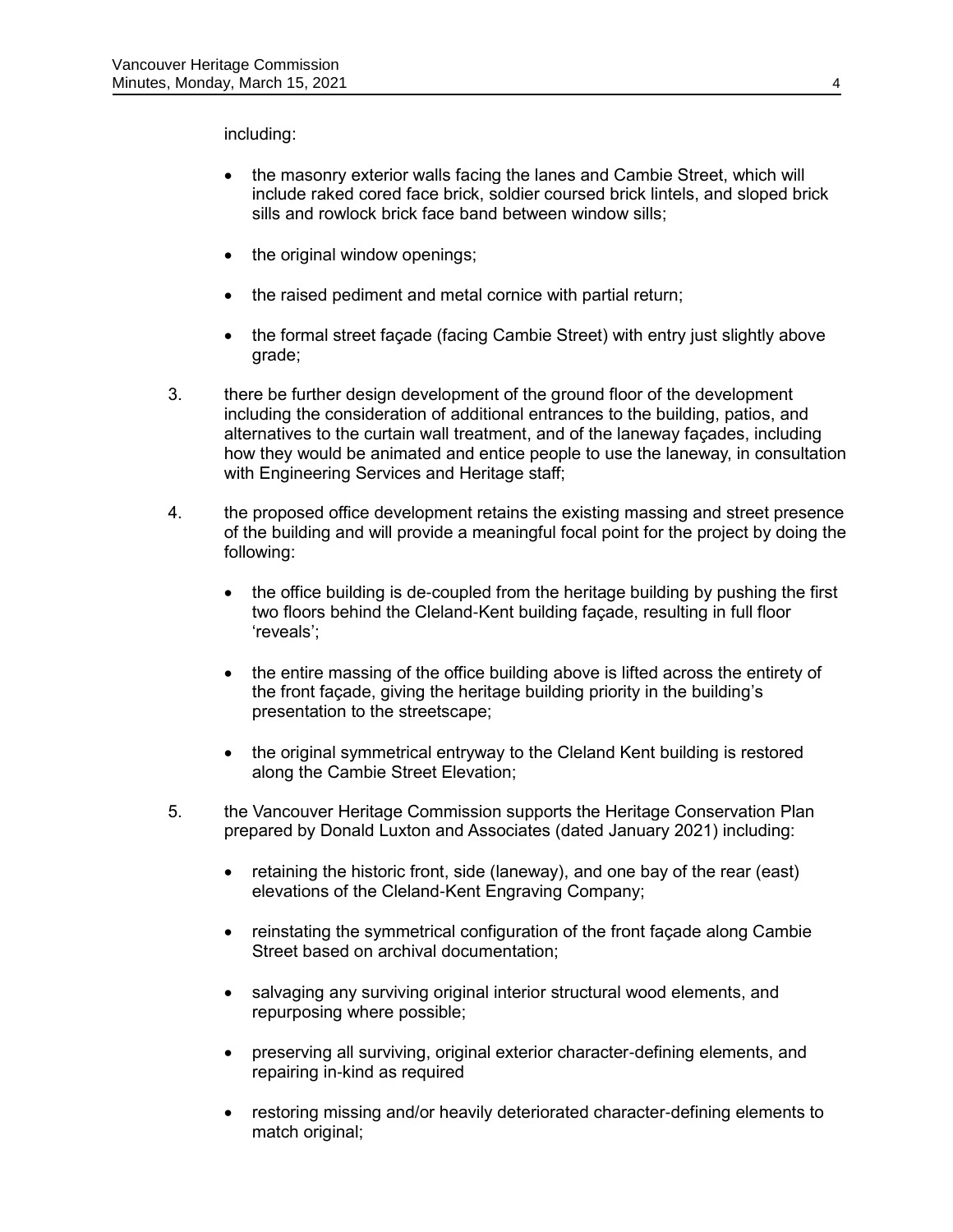including:

- the masonry exterior walls facing the lanes and Cambie Street, which will include raked cored face brick, soldier coursed brick lintels, and sloped brick sills and rowlock brick face band between window sills;

- the original window openings;

- the raised pediment and metal cornice with partial return;

- the formal street façade (facing Cambie Street) with entry just slightly above grade;

3. there be further design development of the ground floor of the development including the consideration of additional entrances to the building, patios, and alternatives to the curtain wall treatment, and of the laneway façades, including how they would be animated and entice people to use the laneway, in consultation with Engineering Services and Heritage staff;

4. the proposed office development retains the existing massing and street presence of the building and will provide a meaningful focal point for the project by doing the following:

   - the office building is de-coupled from the heritage building by pushing the first two floors behind the Cleland-Kent building façade, resulting in full floor 'reveals';

   - the entire massing of the office building above is lifted across the entirety of the front façade, giving the heritage building priority in the building's presentation to the streetscape;

   - the original symmetrical entryway to the Cleland Kent building is restored along the Cambie Street Elevation;

5. the Vancouver Heritage Commission supports the Heritage Conservation Plan prepared by Donald Luxton and Associates (dated January 2021) including:

   - retaining the historic front, side (laneway), and one bay of the rear (east) elevations of the Cleland-Kent Engraving Company;

   - reinstating the symmetrical configuration of the front façade along Cambie Street based on archival documentation;

   - salvaging any surviving original interior structural wood elements, and repurposing where possible;

   - preserving all surviving, original exterior character-defining elements, and repairing in-kind as required

   - restoring missing and/or heavily deteriorated character-defining elements to match original;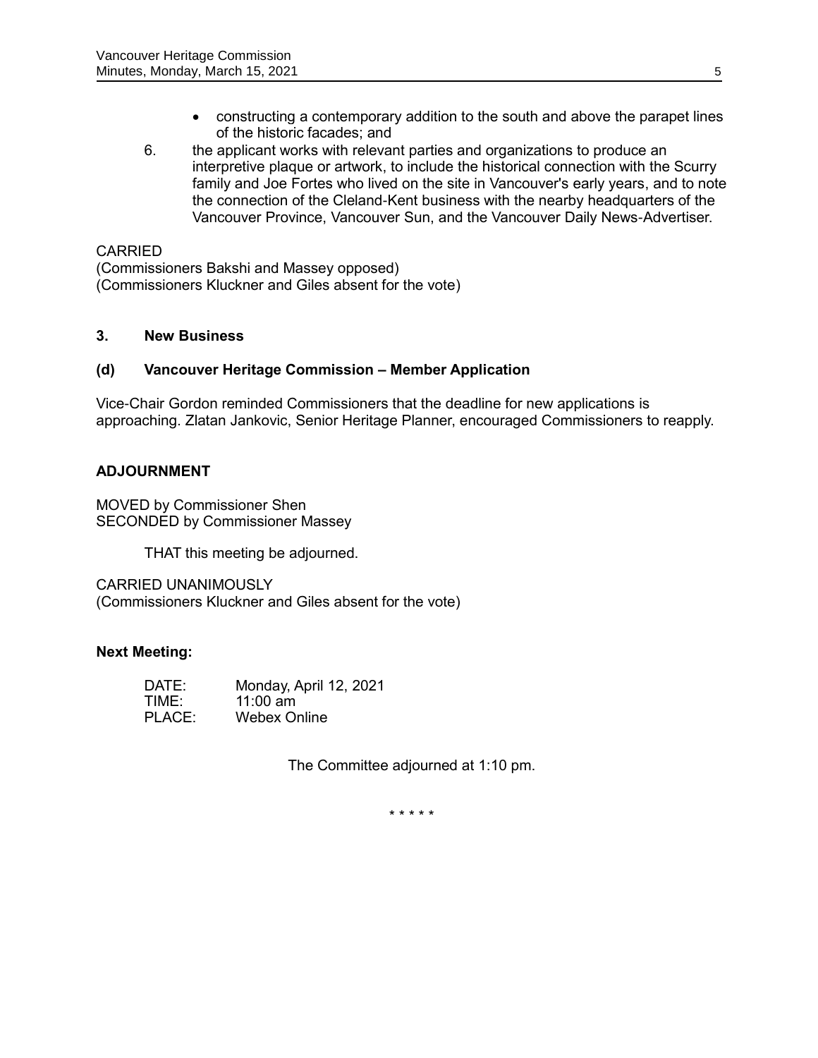- constructing a contemporary addition to the south and above the parapet lines of the historic facades; and

6. the applicant works with relevant parties and organizations to produce an interpretive plaque or artwork, to include the historical connection with the Scurry family and Joe Fortes who lived on the site in Vancouver's early years, and to note the connection of the Cleland-Kent business with the nearby headquarters of the Vancouver Province, Vancouver Sun, and the Vancouver Daily News-Advertiser.

CARRIED
(Commissioners Bakshi and Massey opposed)
(Commissioners Kluckner and Giles absent for the vote)

**3. New Business**

**(d) Vancouver Heritage Commission – Member Application**

Vice-Chair Gordon reminded Commissioners that the deadline for new applications is approaching. Zlatan Jankovic, Senior Heritage Planner, encouraged Commissioners to reapply.

**ADJOURNMENT**

MOVED by Commissioner Shen
SECONDED by Commissioner Massey

THAT this meeting be adjourned.

CARRIED UNANIMOUSLY
(Commissioners Kluckner and Giles absent for the vote)

**Next Meeting:**

DATE: Monday, April 12, 2021
TIME: 11:00 am
PLACE: Webex Online

The Committee adjourned at 1:10 pm.

\* \* \* \* \*